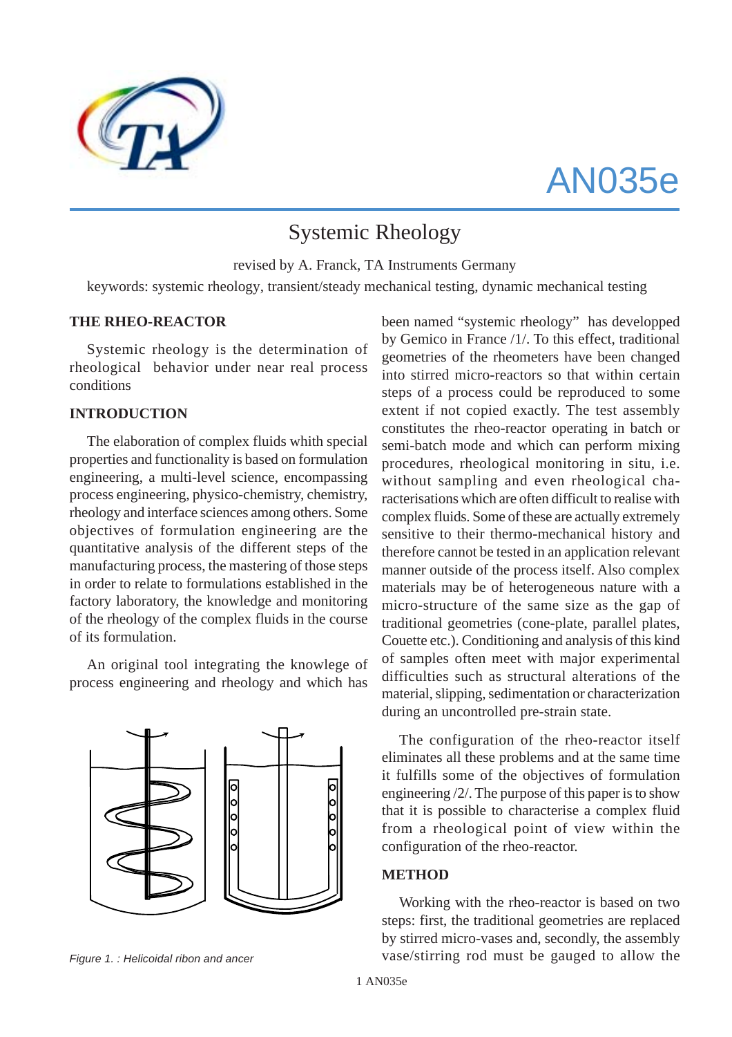AN035e

# Systemic Rheology

revised by A. Franck, TA Instruments Germany

keywords: systemic rheology, transient/steady mechanical testing, dynamic mechanical testing

## THE RHEO-REACTOR

Systemic rheology is the determination of rheological behavior under near real process conditions

## INTRODUCTION

The elaboration of complex fluids whith special properties and functionality is based on formulation engineering, a multi-level science, encompassing process engineering, physico-chemistry, chemistry, rheology and interface sciences among others. Some objectives of formulation engineering are the quantitative analysis of the different steps of the manufacturing process, the mastering of those steps in order to relate to formulations established in the factory laboratory, the knowledge and monitoring of the rheology of the complex fluids in the course of its formulation.

An original tool integrating the knowlege of process engineering and rheology and which has been named "systemic rheology" has developped by Gemico in France /1/. To this effect, traditional geometries of the rheometers have been changed into stirred micro-reactors so that within certain steps of a process could be reproduced to some extent if not copied exactly. The test assembly constitutes the rheo-reactor operating in batch or semi-batch mode and which can perform mixing procedures, rheological monitoring in situ, i.e. without sampling and even rheological cha-racterisations which are often difficult to realise with complex fluids. Some of these are actually extremely sensitive to their thermo-mechanical history and therefore cannot be tested in an application relevant manner outside of the process itself. Also complex materials may be of heterogeneous nature with a micro-structure of the same size as the gap of traditional geometries (cone-plate, parallel plates, Couette etc.). Conditioning and analysis of this kind of samples often meet with major experimental difficulties such as structural alterations of the material, slipping, sedimentation or characterization during an uncontrolled pre-strain state.

The configuration of the rheo-reactor itself eliminates all these problems and at the same time it fulfills some of the objectives of formulation engineering /2/. The purpose of this paper is to show that it is possible to characterise a complex fluid from a rheological point of view within the configuration of the rheo-reactor.

*Figure 1. : Helicoidal ribon and ancer*

## METHOD

Working with the rheo-reactor is based on two steps: first, the traditional geometries are replaced by stirred micro-vases and, secondly, the assembly vase/stirring rod must be gauged to allow the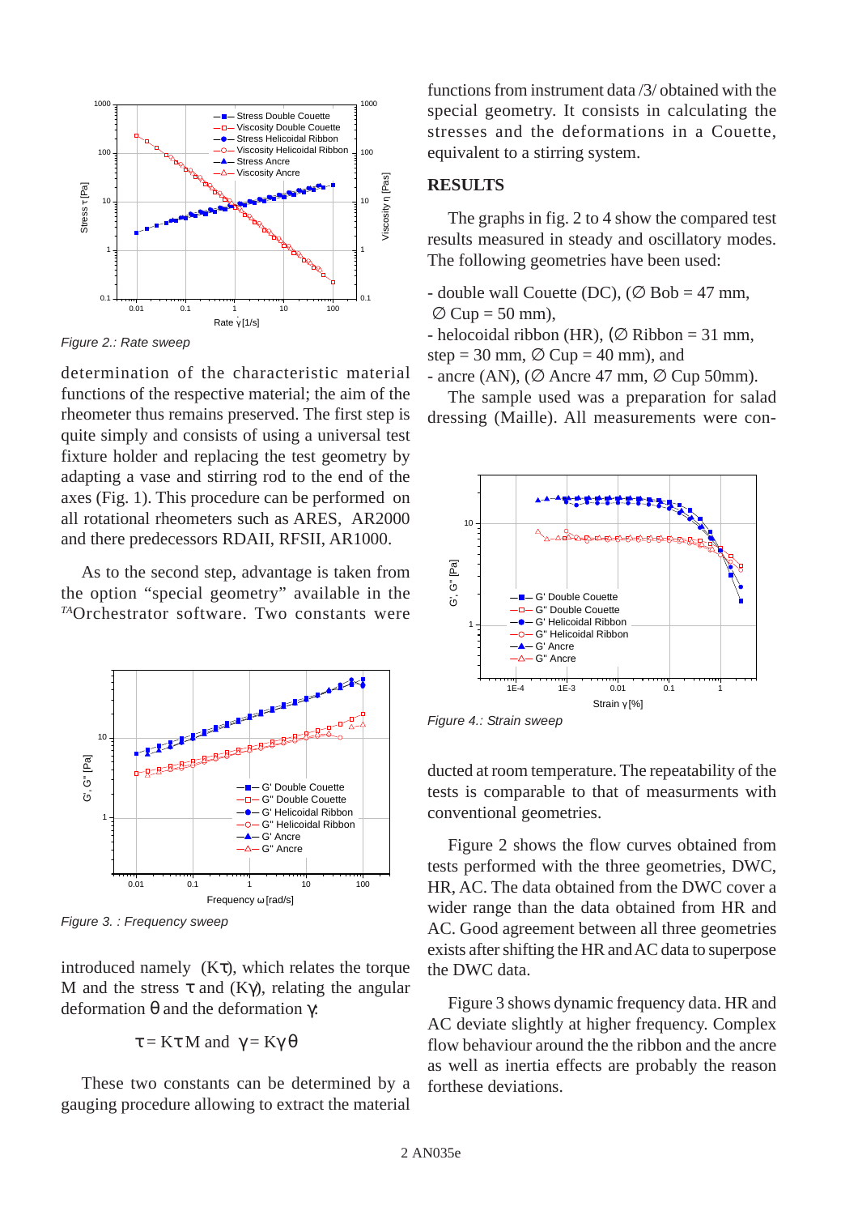Figure 2.: Rate sweep

determination of the characteristic material functions of the respective material; the aim of the rheometer thus remains preserved. The first step is quite simply and consists of using a universal test fixture holder and replacing the test geometry by adapting a vase and stirring rod to the end of the axes (Fig. 1). This procedure can be performed on all rotational rheometers such as ARES, AR2000 and there predecessors RDAII, RFSII, AR1000.

As to the second step, advantage is taken from the option "special geometry" available in the [TA]Orchestrator software. Two constants were

Figure 3. : Frequency sweep

introduced namely ($K\tau$), which relates the torque M and the stress $\tau$ and ($K\gamma$), relating the angular deformation $\theta$ and the deformation $\gamma$:

$$\tau = K\tau M \text{ and } \gamma = K\gamma\theta$$

These two constants can be determined by a gauging procedure allowing to extract the material functions from instrument data /3/ obtained with the special geometry. It consists in calculating the stresses and the deformations in a Couette, equivalent to a stirring system.

## RESULTS

The graphs in fig. 2 to 4 show the compared test results measured in steady and oscillatory modes. The following geometries have been used:

- double wall Couette (DC), (∅ Bob = 47 mm, ∅ Cup = 50 mm),
- helocoidal ribbon (HR), (∅ Ribbon = 31 mm, step = 30 mm, ∅ Cup = 40 mm), and
- ancre (AN), (∅ Ancre 47 mm, ∅ Cup 50mm).

The sample used was a preparation for salad dressing (Maille). All measurements were conducted at room temperature. The repeatability of the tests is comparable to that of measurments with conventional geometries.

Figure 4.: Strain sweep

Figure 2 shows the flow curves obtained from tests performed with the three geometries, DWC, HR, AC. The data obtained from the DWC cover a wider range than the data obtained from HR and AC. Good agreement between all three geometries exists after shifting the HR and AC data to superpose the DWC data.

Figure 3 shows dynamic frequency data. HR and AC deviate slightly at higher frequency. Complex flow behaviour around the the ribbon and the ancre as well as inertia effects are probably the reason forthese deviations.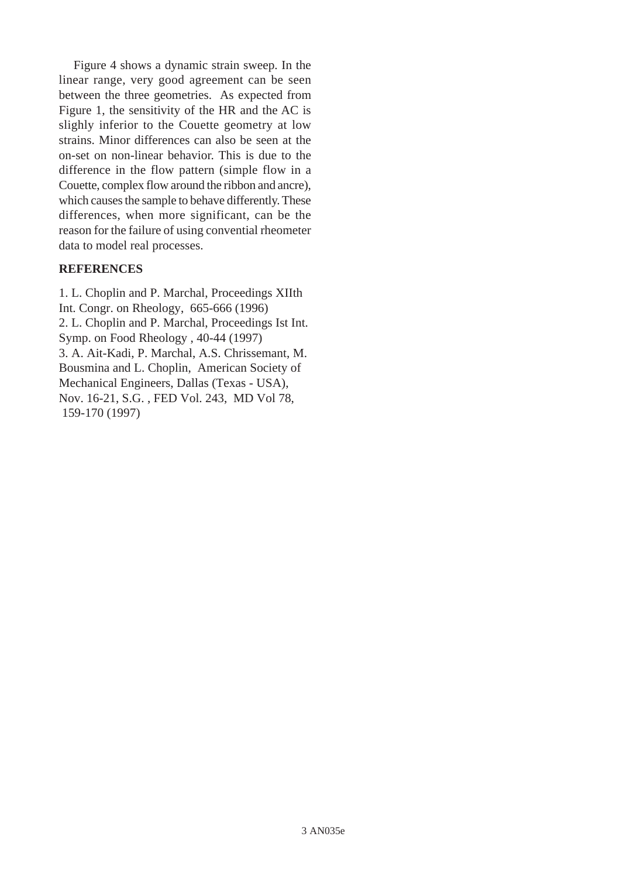Figure 4 shows a dynamic strain sweep. In the linear range, very good agreement can be seen between the three geometries. As expected from Figure 1, the sensitivity of the HR and the AC is slighly inferior to the Couette geometry at low strains. Minor differences can also be seen at the on-set on non-linear behavior. This is due to the difference in the flow pattern (simple flow in a Couette, complex flow around the ribbon and ancre), which causes the sample to behave differently. These differences, when more significant, can be the reason for the failure of using convential rheometer data to model real processes.

**REFERENCES**

1. L. Choplin and P. Marchal, Proceedings XIIth Int. Congr. on Rheology, 665-666 (1996)
2. L. Choplin and P. Marchal, Proceedings Ist Int. Symp. on Food Rheology , 40-44 (1997)
3. A. Ait-Kadi, P. Marchal, A.S. Chrissemant, M. Bousmina and L. Choplin, American Society of Mechanical Engineers, Dallas (Texas - USA), Nov. 16-21, S.G. , FED Vol. 243, MD Vol 78, 159-170 (1997)